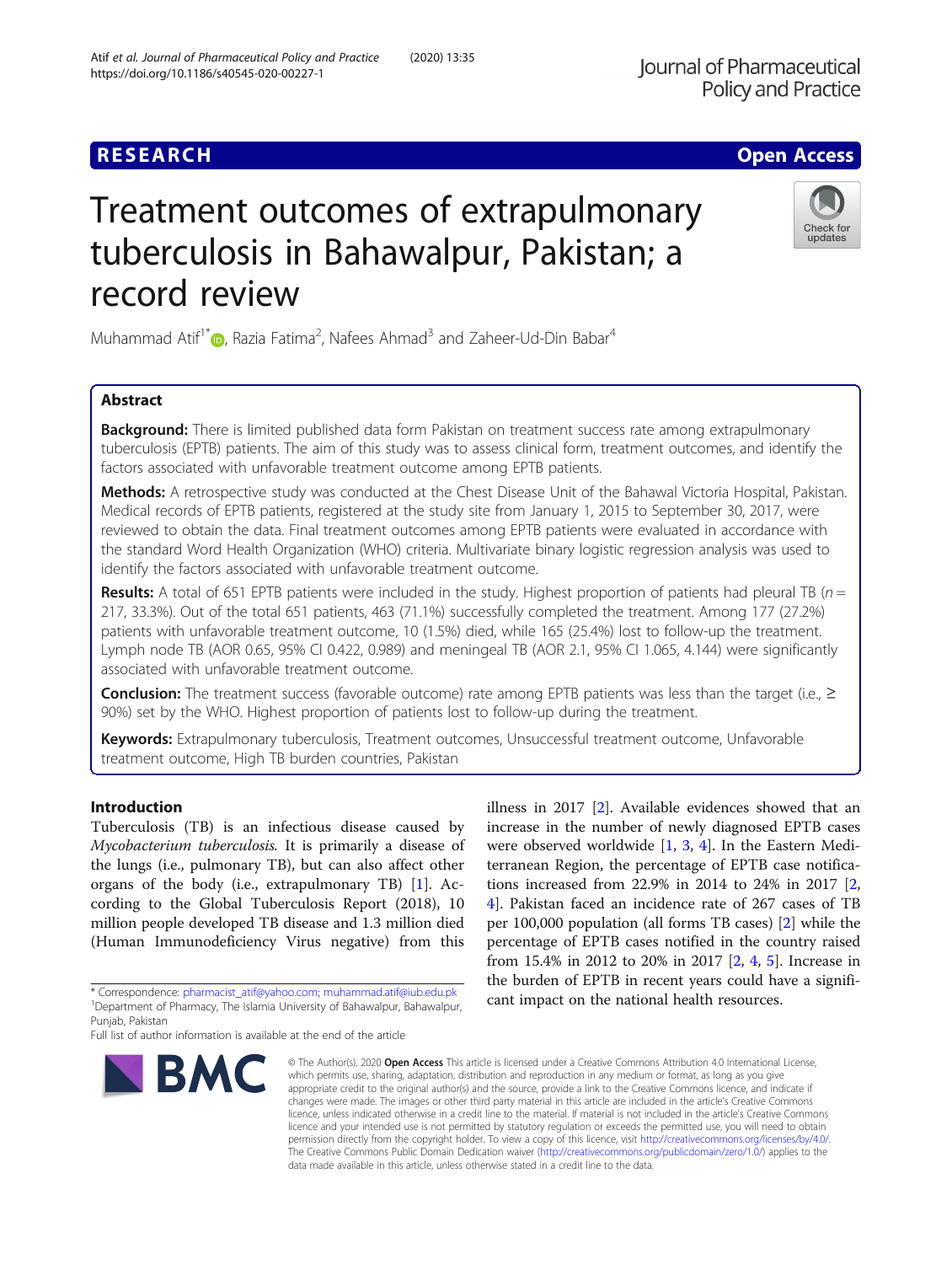# RESEARCH

# Treatment outcomes of extrapulmonary tuberculosis in Bahawalpur, Pakistan; a record review

Muhammad Atif[1*], Razia Fatima[2], Nafees Ahmad[3] and Zaheer-Ud-Din Babar[4]

## Abstract

**Background:** There is limited published data form Pakistan on treatment success rate among extrapulmonary tuberculosis (EPTB) patients. The aim of this study was to assess clinical form, treatment outcomes, and identify the factors associated with unfavorable treatment outcome among EPTB patients.

**Methods:** A retrospective study was conducted at the Chest Disease Unit of the Bahawal Victoria Hospital, Pakistan. Medical records of EPTB patients, registered at the study site from January 1, 2015 to September 30, 2017, were reviewed to obtain the data. Final treatment outcomes among EPTB patients were evaluated in accordance with the standard Word Health Organization (WHO) criteria. Multivariate binary logistic regression analysis was used to identify the factors associated with unfavorable treatment outcome.

**Results:** A total of 651 EPTB patients were included in the study. Highest proportion of patients had pleural TB ($n$ = 217, 33.3%). Out of the total 651 patients, 463 (71.1%) successfully completed the treatment. Among 177 (27.2%) patients with unfavorable treatment outcome, 10 (1.5%) died, while 165 (25.4%) lost to follow-up the treatment. Lymph node TB (AOR 0.65, 95% CI 0.422, 0.989) and meningeal TB (AOR 2.1, 95% CI 1.065, 4.144) were significantly associated with unfavorable treatment outcome.

**Conclusion:** The treatment success (favorable outcome) rate among EPTB patients was less than the target (i.e., ≥ 90%) set by the WHO. Highest proportion of patients lost to follow-up during the treatment.

**Keywords:** Extrapulmonary tuberculosis, Treatment outcomes, Unsuccessful treatment outcome, Unfavorable treatment outcome, High TB burden countries, Pakistan

## Introduction

Tuberculosis (TB) is an infectious disease caused by *Mycobacterium tuberculosis*. It is primarily a disease of the lungs (i.e., pulmonary TB), but can also affect other organs of the body (i.e., extrapulmonary TB) [1]. According to the Global Tuberculosis Report (2018), 10 million people developed TB disease and 1.3 million died (Human Immunodeficiency Virus negative) from this illness in 2017 [2]. Available evidences showed that an increase in the number of newly diagnosed EPTB cases were observed worldwide [1, 3, 4]. In the Eastern Mediterranean Region, the percentage of EPTB case notifications increased from 22.9% in 2014 to 24% in 2017 [2, 4]. Pakistan faced an incidence rate of 267 cases of TB per 100,000 population (all forms TB cases) [2] while the percentage of EPTB cases notified in the country raised from 15.4% in 2012 to 20% in 2017 [2, 4, 5]. Increase in the burden of EPTB in recent years could have a significant impact on the national health resources.

\* Correspondence: pharmacist_atif@yahoo.com; muhammad.atif@iub.edu.pk
[1]Department of Pharmacy, The Islamia University of Bahawalpur, Bahawalpur, Punjab, Pakistan
Full list of author information is available at the end of the article

© The Author(s). 2020 **Open Access** This article is licensed under a Creative Commons Attribution 4.0 International License, which permits use, sharing, adaptation, distribution and reproduction in any medium or format, as long as you give appropriate credit to the original author(s) and the source, provide a link to the Creative Commons licence, and indicate if changes were made. The images or other third party material in this article are included in the article's Creative Commons licence, unless indicated otherwise in a credit line to the material. If material is not included in the article's Creative Commons licence and your intended use is not permitted by statutory regulation or exceeds the permitted use, you will need to obtain permission directly from the copyright holder. To view a copy of this licence, visit http://creativecommons.org/licenses/by/4.0/. The Creative Commons Public Domain Dedication waiver (http://creativecommons.org/publicdomain/zero/1.0/) applies to the data made available in this article, unless otherwise stated in a credit line to the data.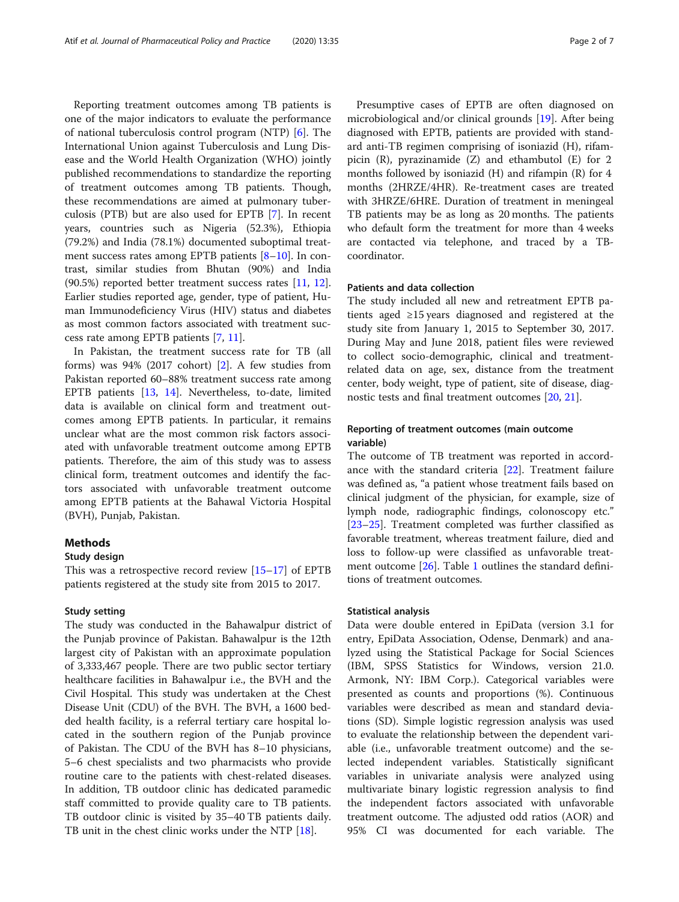Reporting treatment outcomes among TB patients is one of the major indicators to evaluate the performance of national tuberculosis control program (NTP) [6]. The International Union against Tuberculosis and Lung Disease and the World Health Organization (WHO) jointly published recommendations to standardize the reporting of treatment outcomes among TB patients. Though, these recommendations are aimed at pulmonary tuberculosis (PTB) but are also used for EPTB [7]. In recent years, countries such as Nigeria (52.3%), Ethiopia (79.2%) and India (78.1%) documented suboptimal treatment success rates among EPTB patients [8–10]. In contrast, similar studies from Bhutan (90%) and India (90.5%) reported better treatment success rates [11, 12]. Earlier studies reported age, gender, type of patient, Human Immunodeficiency Virus (HIV) status and diabetes as most common factors associated with treatment success rate among EPTB patients [7, 11].

In Pakistan, the treatment success rate for TB (all forms) was 94% (2017 cohort) [2]. A few studies from Pakistan reported 60–88% treatment success rate among EPTB patients [13, 14]. Nevertheless, to-date, limited data is available on clinical form and treatment outcomes among EPTB patients. In particular, it remains unclear what are the most common risk factors associated with unfavorable treatment outcome among EPTB patients. Therefore, the aim of this study was to assess clinical form, treatment outcomes and identify the factors associated with unfavorable treatment outcome among EPTB patients at the Bahawal Victoria Hospital (BVH), Punjab, Pakistan.

## Methods

### Study design

This was a retrospective record review [15–17] of EPTB patients registered at the study site from 2015 to 2017.

### Study setting

The study was conducted in the Bahawalpur district of the Punjab province of Pakistan. Bahawalpur is the 12th largest city of Pakistan with an approximate population of 3,333,467 people. There are two public sector tertiary healthcare facilities in Bahawalpur i.e., the BVH and the Civil Hospital. This study was undertaken at the Chest Disease Unit (CDU) of the BVH. The BVH, a 1600 bedded health facility, is a referral tertiary care hospital located in the southern region of the Punjab province of Pakistan. The CDU of the BVH has 8–10 physicians, 5–6 chest specialists and two pharmacists who provide routine care to the patients with chest-related diseases. In addition, TB outdoor clinic has dedicated paramedic staff committed to provide quality care to TB patients. TB outdoor clinic is visited by 35–40 TB patients daily. TB unit in the chest clinic works under the NTP [18].

Presumptive cases of EPTB are often diagnosed on microbiological and/or clinical grounds [19]. After being diagnosed with EPTB, patients are provided with standard anti-TB regimen comprising of isoniazid (H), rifampicin (R), pyrazinamide (Z) and ethambutol (E) for 2 months followed by isoniazid (H) and rifampin (R) for 4 months (2HRZE/4HR). Re-treatment cases are treated with 3HRZE/6HRE. Duration of treatment in meningeal TB patients may be as long as 20 months. The patients who default form the treatment for more than 4 weeks are contacted via telephone, and traced by a TB-coordinator.

### Patients and data collection

The study included all new and retreatment EPTB patients aged ≥15 years diagnosed and registered at the study site from January 1, 2015 to September 30, 2017. During May and June 2018, patient files were reviewed to collect socio-demographic, clinical and treatment-related data on age, sex, distance from the treatment center, body weight, type of patient, site of disease, diagnostic tests and final treatment outcomes [20, 21].

### Reporting of treatment outcomes (main outcome variable)

The outcome of TB treatment was reported in accordance with the standard criteria [22]. Treatment failure was defined as, "a patient whose treatment fails based on clinical judgment of the physician, for example, size of lymph node, radiographic findings, colonoscopy etc." [23–25]. Treatment completed was further classified as favorable treatment, whereas treatment failure, died and loss to follow-up were classified as unfavorable treatment outcome [26]. Table 1 outlines the standard definitions of treatment outcomes.

### Statistical analysis

Data were double entered in EpiData (version 3.1 for entry, EpiData Association, Odense, Denmark) and analyzed using the Statistical Package for Social Sciences (IBM, SPSS Statistics for Windows, version 21.0. Armonk, NY: IBM Corp.). Categorical variables were presented as counts and proportions (%). Continuous variables were described as mean and standard deviations (SD). Simple logistic regression analysis was used to evaluate the relationship between the dependent variable (i.e., unfavorable treatment outcome) and the selected independent variables. Statistically significant variables in univariate analysis were analyzed using multivariate binary logistic regression analysis to find the independent factors associated with unfavorable treatment outcome. The adjusted odd ratios (AOR) and 95% CI was documented for each variable. The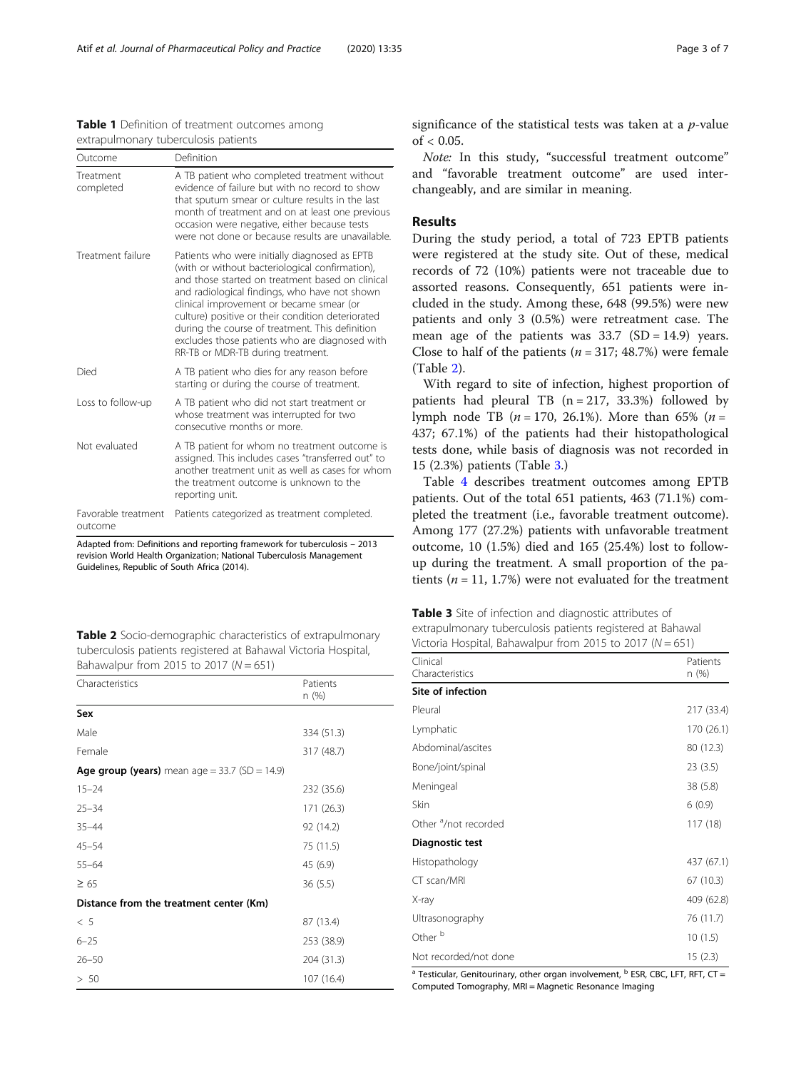**Table 1** Definition of treatment outcomes among extrapulmonary tuberculosis patients

| Outcome | Definition |
| --- | --- |
| Treatment completed | A TB patient who completed treatment without evidence of failure but with no record to show that sputum smear or culture results in the last month of treatment and on at least one previous occasion were negative, either because tests were not done or because results are unavailable. |
| Treatment failure | Patients who were initially diagnosed as EPTB (with or without bacteriological confirmation), and those started on treatment based on clinical and radiological findings, who have not shown clinical improvement or became smear (or culture) positive or their condition deteriorated during the course of treatment. This definition excludes those patients who are diagnosed with RR-TB or MDR-TB during treatment. |
| Died | A TB patient who dies for any reason before starting or during the course of treatment. |
| Loss to follow-up | A TB patient who did not start treatment or whose treatment was interrupted for two consecutive months or more. |
| Not evaluated | A TB patient for whom no treatment outcome is assigned. This includes cases "transferred out" to another treatment unit as well as cases for whom the treatment outcome is unknown to the reporting unit. |
| Favorable treatment outcome | Patients categorized as treatment completed. |

Adapted from: Definitions and reporting framework for tuberculosis – 2013 revision World Health Organization; National Tuberculosis Management Guidelines, Republic of South Africa (2014).

**Table 2** Socio-demographic characteristics of extrapulmonary tuberculosis patients registered at Bahawal Victoria Hospital, Bahawalpur from 2015 to 2017 ($N = 651$)

| Characteristics | Patients n (%) |
| --- | --- |
| **Sex** | |
| Male | 334 (51.3) |
| Female | 317 (48.7) |
| **Age group (years)** mean age = 33.7 (SD = 14.9) | |
| 15–24 | 232 (35.6) |
| 25–34 | 171 (26.3) |
| 35–44 | 92 (14.2) |
| 45–54 | 75 (11.5) |
| 55–64 | 45 (6.9) |
| ≥ 65 | 36 (5.5) |
| **Distance from the treatment center (Km)** | |
| < 5 | 87 (13.4) |
| 6–25 | 253 (38.9) |
| 26–50 | 204 (31.3) |
| > 50 | 107 (16.4) |

significance of the statistical tests was taken at a *p*-value of < 0.05.

*Note:* In this study, "successful treatment outcome" and "favorable treatment outcome" are used interchangeably, and are similar in meaning.

## Results

During the study period, a total of 723 EPTB patients were registered at the study site. Out of these, medical records of 72 (10%) patients were not traceable due to assorted reasons. Consequently, 651 patients were included in the study. Among these, 648 (99.5%) were new patients and only 3 (0.5%) were retreatment case. The mean age of the patients was 33.7 (SD = 14.9) years. Close to half of the patients (*n* = 317; 48.7%) were female (Table 2).

With regard to site of infection, highest proportion of patients had pleural TB (n = 217, 33.3%) followed by lymph node TB (*n* = 170, 26.1%). More than 65% (*n* = 437; 67.1%) of the patients had their histopathological tests done, while basis of diagnosis was not recorded in 15 (2.3%) patients (Table 3.)

Table 4 describes treatment outcomes among EPTB patients. Out of the total 651 patients, 463 (71.1%) completed the treatment (i.e., favorable treatment outcome). Among 177 (27.2%) patients with unfavorable treatment outcome, 10 (1.5%) died and 165 (25.4%) lost to follow-up during the treatment. A small proportion of the patients (*n* = 11, 1.7%) were not evaluated for the treatment

**Table 3** Site of infection and diagnostic attributes of extrapulmonary tuberculosis patients registered at Bahawal Victoria Hospital, Bahawalpur from 2015 to 2017 ($N = 651$)

| Clinical Characteristics | Patients n (%) |
| --- | --- |
| **Site of infection** | |
| Pleural | 217 (33.4) |
| Lymphatic | 170 (26.1) |
| Abdominal/ascites | 80 (12.3) |
| Bone/joint/spinal | 23 (3.5) |
| Meningeal | 38 (5.8) |
| Skin | 6 (0.9) |
| Other [a]/not recorded | 117 (18) |
| **Diagnostic test** | |
| Histopathology | 437 (67.1) |
| CT scan/MRI | 67 (10.3) |
| X-ray | 409 (62.8) |
| Ultrasonography | 76 (11.7) |
| Other [b] | 10 (1.5) |
| Not recorded/not done | 15 (2.3) |

[a] Testicular, Genitourinary, other organ involvement, [b] ESR, CBC, LFT, RFT, CT = Computed Tomography, MRI = Magnetic Resonance Imaging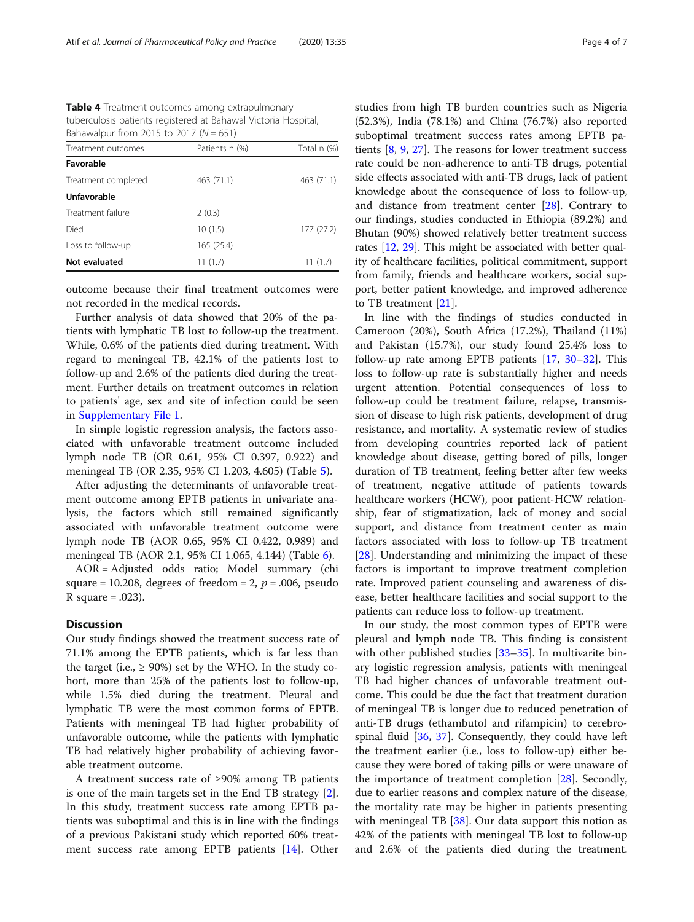**Table 4** Treatment outcomes among extrapulmonary tuberculosis patients registered at Bahawal Victoria Hospital, Bahawalpur from 2015 to 2017 ($N = 651$)

| Treatment outcomes | Patients n (%) | Total n (%) |
|---|---|---|
| **Favorable** | | |
| Treatment completed | 463 (71.1) | 463 (71.1) |
| **Unfavorable** | | |
| Treatment failure | 2 (0.3) | |
| Died | 10 (1.5) | 177 (27.2) |
| Loss to follow-up | 165 (25.4) | |
| **Not evaluated** | 11 (1.7) | 11 (1.7) |

outcome because their final treatment outcomes were not recorded in the medical records.

Further analysis of data showed that 20% of the patients with lymphatic TB lost to follow-up the treatment. While, 0.6% of the patients died during treatment. With regard to meningeal TB, 42.1% of the patients lost to follow-up and 2.6% of the patients died during the treatment. Further details on treatment outcomes in relation to patients' age, sex and site of infection could be seen in Supplementary File 1.

In simple logistic regression analysis, the factors associated with unfavorable treatment outcome included lymph node TB (OR 0.61, 95% CI 0.397, 0.922) and meningeal TB (OR 2.35, 95% CI 1.203, 4.605) (Table 5).

After adjusting the determinants of unfavorable treatment outcome among EPTB patients in univariate analysis, the factors which still remained significantly associated with unfavorable treatment outcome were lymph node TB (AOR 0.65, 95% CI 0.422, 0.989) and meningeal TB (AOR 2.1, 95% CI 1.065, 4.144) (Table 6).

AOR = Adjusted odds ratio; Model summary (chi square = 10.208, degrees of freedom = 2, $p = .006$, pseudo R square = .023).

## Discussion

Our study findings showed the treatment success rate of 71.1% among the EPTB patients, which is far less than the target (i.e., ≥ 90%) set by the WHO. In the study cohort, more than 25% of the patients lost to follow-up, while 1.5% died during the treatment. Pleural and lymphatic TB were the most common forms of EPTB. Patients with meningeal TB had higher probability of unfavorable outcome, while the patients with lymphatic TB had relatively higher probability of achieving favorable treatment outcome.

A treatment success rate of ≥90% among TB patients is one of the main targets set in the End TB strategy [2]. In this study, treatment success rate among EPTB patients was suboptimal and this is in line with the findings of a previous Pakistani study which reported 60% treatment success rate among EPTB patients [14]. Other studies from high TB burden countries such as Nigeria (52.3%), India (78.1%) and China (76.7%) also reported suboptimal treatment success rates among EPTB patients [8, 9, 27]. The reasons for lower treatment success rate could be non-adherence to anti-TB drugs, potential side effects associated with anti-TB drugs, lack of patient knowledge about the consequence of loss to follow-up, and distance from treatment center [28]. Contrary to our findings, studies conducted in Ethiopia (89.2%) and Bhutan (90%) showed relatively better treatment success rates [12, 29]. This might be associated with better quality of healthcare facilities, political commitment, support from family, friends and healthcare workers, social support, better patient knowledge, and improved adherence to TB treatment [21].

In line with the findings of studies conducted in Cameroon (20%), South Africa (17.2%), Thailand (11%) and Pakistan (15.7%), our study found 25.4% loss to follow-up rate among EPTB patients [17, 30–32]. This loss to follow-up rate is substantially higher and needs urgent attention. Potential consequences of loss to follow-up could be treatment failure, relapse, transmission of disease to high risk patients, development of drug resistance, and mortality. A systematic review of studies from developing countries reported lack of patient knowledge about disease, getting bored of pills, longer duration of TB treatment, feeling better after few weeks of treatment, negative attitude of patients towards healthcare workers (HCW), poor patient-HCW relationship, fear of stigmatization, lack of money and social support, and distance from treatment center as main factors associated with loss to follow-up TB treatment [28]. Understanding and minimizing the impact of these factors is important to improve treatment completion rate. Improved patient counseling and awareness of disease, better healthcare facilities and social support to the patients can reduce loss to follow-up treatment.

In our study, the most common types of EPTB were pleural and lymph node TB. This finding is consistent with other published studies [33–35]. In multivarite binary logistic regression analysis, patients with meningeal TB had higher chances of unfavorable treatment outcome. This could be due the fact that treatment duration of meningeal TB is longer due to reduced penetration of anti-TB drugs (ethambutol and rifampicin) to cerebrospinal fluid [36, 37]. Consequently, they could have left the treatment earlier (i.e., loss to follow-up) either because they were bored of taking pills or were unaware of the importance of treatment completion [28]. Secondly, due to earlier reasons and complex nature of the disease, the mortality rate may be higher in patients presenting with meningeal TB [38]. Our data support this notion as 42% of the patients with meningeal TB lost to follow-up and 2.6% of the patients died during the treatment.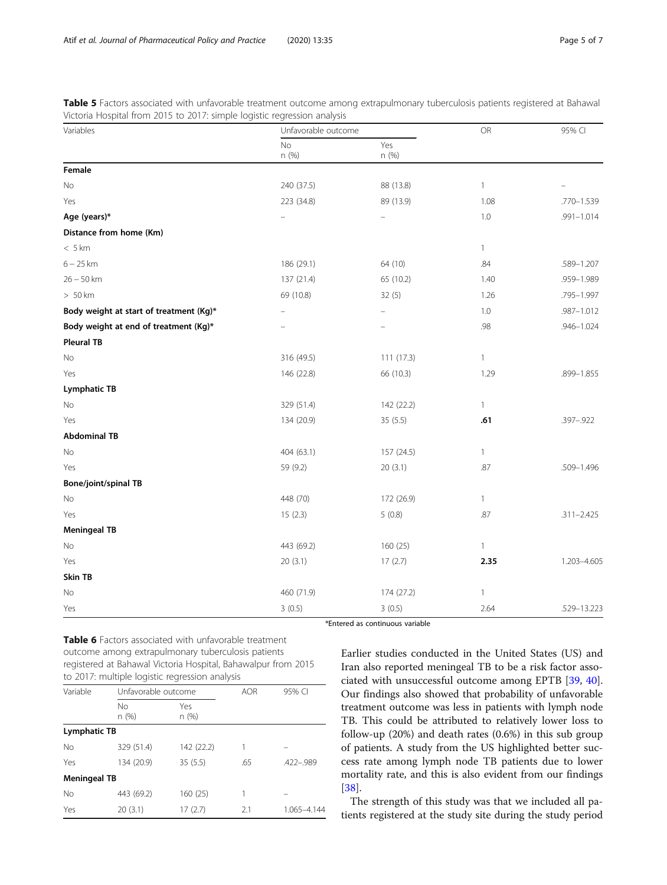**Table 5** Factors associated with unfavorable treatment outcome among extrapulmonary tuberculosis patients registered at Bahawal Victoria Hospital from 2015 to 2017: simple logistic regression analysis

| Variables | Unfavorable outcome | | OR | 95% CI |
|---|---|---|---|---|
| | No n (%) | Yes n (%) | | |
| **Female** | | | | |
| No | 240 (37.5) | 88 (13.8) | 1 | – |
| Yes | 223 (34.8) | 89 (13.9) | 1.08 | .770–1.539 |
| **Age (years)*** | – | – | 1.0 | .991–1.014 |
| **Distance from home (Km)** | | | | |
| < 5 km | | | 1 | |
| 6 – 25 km | 186 (29.1) | 64 (10) | .84 | .589–1.207 |
| 26 – 50 km | 137 (21.4) | 65 (10.2) | 1.40 | .959–1.989 |
| > 50 km | 69 (10.8) | 32 (5) | 1.26 | .795–1.997 |
| **Body weight at start of treatment (Kg)*** | – | – | 1.0 | .987–1.012 |
| **Body weight at end of treatment (Kg)*** | – | – | .98 | .946–1.024 |
| **Pleural TB** | | | | |
| No | 316 (49.5) | 111 (17.3) | 1 | |
| Yes | 146 (22.8) | 66 (10.3) | 1.29 | .899–1.855 |
| **Lymphatic TB** | | | | |
| No | 329 (51.4) | 142 (22.2) | 1 | |
| Yes | 134 (20.9) | 35 (5.5) | **.61** | .397–.922 |
| **Abdominal TB** | | | | |
| No | 404 (63.1) | 157 (24.5) | 1 | |
| Yes | 59 (9.2) | 20 (3.1) | .87 | .509–1.496 |
| **Bone/joint/spinal TB** | | | | |
| No | 448 (70) | 172 (26.9) | 1 | |
| Yes | 15 (2.3) | 5 (0.8) | .87 | .311–2.425 |
| **Meningeal TB** | | | | |
| No | 443 (69.2) | 160 (25) | 1 | |
| Yes | 20 (3.1) | 17 (2.7) | **2.35** | 1.203–4.605 |
| **Skin TB** | | | | |
| No | 460 (71.9) | 174 (27.2) | 1 | |
| Yes | 3 (0.5) | 3 (0.5) | 2.64 | .529–13.223 |

*Entered as continuous variable

**Table 6** Factors associated with unfavorable treatment outcome among extrapulmonary tuberculosis patients registered at Bahawal Victoria Hospital, Bahawalpur from 2015 to 2017: multiple logistic regression analysis

| Variable | Unfavorable outcome | | AOR | 95% CI |
|---|---|---|---|---|
| | No n (%) | Yes n (%) | | |
| **Lymphatic TB** | | | | |
| No | 329 (51.4) | 142 (22.2) | 1 | – |
| Yes | 134 (20.9) | 35 (5.5) | .65 | .422–.989 |
| **Meningeal TB** | | | | |
| No | 443 (69.2) | 160 (25) | 1 | – |
| Yes | 20 (3.1) | 17 (2.7) | 2.1 | 1.065–4.144 |

Earlier studies conducted in the United States (US) and Iran also reported meningeal TB to be a risk factor associated with unsuccessful outcome among EPTB [39, 40]. Our findings also showed that probability of unfavorable treatment outcome was less in patients with lymph node TB. This could be attributed to relatively lower loss to follow-up (20%) and death rates (0.6%) in this sub group of patients. A study from the US highlighted better success rate among lymph node TB patients due to lower mortality rate, and this is also evident from our findings [38].

The strength of this study was that we included all patients registered at the study site during the study period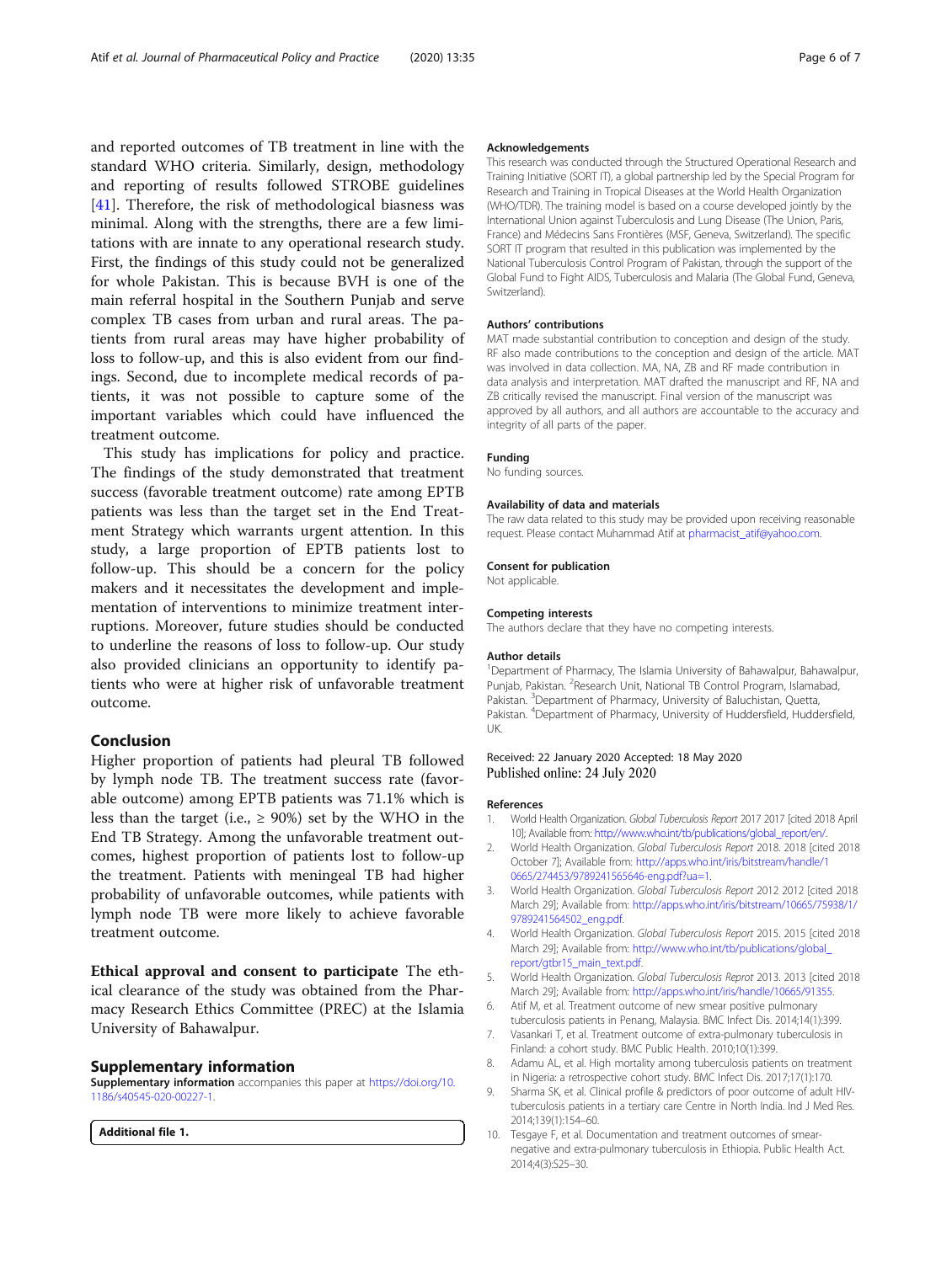and reported outcomes of TB treatment in line with the standard WHO criteria. Similarly, design, methodology and reporting of results followed STROBE guidelines [41]. Therefore, the risk of methodological biasness was minimal. Along with the strengths, there are a few limitations with are innate to any operational research study. First, the findings of this study could not be generalized for whole Pakistan. This is because BVH is one of the main referral hospital in the Southern Punjab and serve complex TB cases from urban and rural areas. The patients from rural areas may have higher probability of loss to follow-up, and this is also evident from our findings. Second, due to incomplete medical records of patients, it was not possible to capture some of the important variables which could have influenced the treatment outcome.

This study has implications for policy and practice. The findings of the study demonstrated that treatment success (favorable treatment outcome) rate among EPTB patients was less than the target set in the End Treatment Strategy which warrants urgent attention. In this study, a large proportion of EPTB patients lost to follow-up. This should be a concern for the policy makers and it necessitates the development and implementation of interventions to minimize treatment interruptions. Moreover, future studies should be conducted to underline the reasons of loss to follow-up. Our study also provided clinicians an opportunity to identify patients who were at higher risk of unfavorable treatment outcome.

## Conclusion

Higher proportion of patients had pleural TB followed by lymph node TB. The treatment success rate (favorable outcome) among EPTB patients was 71.1% which is less than the target (i.e., ≥ 90%) set by the WHO in the End TB Strategy. Among the unfavorable treatment outcomes, highest proportion of patients lost to follow-up the treatment. Patients with meningeal TB had higher probability of unfavorable outcomes, while patients with lymph node TB were more likely to achieve favorable treatment outcome.

**Ethical approval and consent to participate** The ethical clearance of the study was obtained from the Pharmacy Research Ethics Committee (PREC) at the Islamia University of Bahawalpur.

## Supplementary information

**Supplementary information** accompanies this paper at https://doi.org/10.1186/s40545-020-00227-1.

**Additional file 1.**

### Acknowledgements

This research was conducted through the Structured Operational Research and Training Initiative (SORT IT), a global partnership led by the Special Program for Research and Training in Tropical Diseases at the World Health Organization (WHO/TDR). The training model is based on a course developed jointly by the International Union against Tuberculosis and Lung Disease (The Union, Paris, France) and Médecins Sans Frontières (MSF, Geneva, Switzerland). The specific SORT IT program that resulted in this publication was implemented by the National Tuberculosis Control Program of Pakistan, through the support of the Global Fund to Fight AIDS, Tuberculosis and Malaria (The Global Fund, Geneva, Switzerland).

### Authors' contributions

MAT made substantial contribution to conception and design of the study. RF also made contributions to the conception and design of the article. MAT was involved in data collection. MA, NA, ZB and RF made contribution in data analysis and interpretation. MAT drafted the manuscript and RF, NA and ZB critically revised the manuscript. Final version of the manuscript was approved by all authors, and all authors are accountable to the accuracy and integrity of all parts of the paper.

### Funding

No funding sources.

### Availability of data and materials

The raw data related to this study may be provided upon receiving reasonable request. Please contact Muhammad Atif at pharmacist_atif@yahoo.com.

### Consent for publication

Not applicable.

### Competing interests

The authors declare that they have no competing interests.

### Author details

[1]Department of Pharmacy, The Islamia University of Bahawalpur, Bahawalpur, Punjab, Pakistan. [2]Research Unit, National TB Control Program, Islamabad, Pakistan. [3]Department of Pharmacy, University of Baluchistan, Quetta, Pakistan. [4]Department of Pharmacy, University of Huddersfield, Huddersfield, UK.

Received: 22 January 2020 Accepted: 18 May 2020
Published online: 24 July 2020

### References

1. World Health Organization. *Global Tuberculosis Report 2017* 2017 [cited 2018 April 10]; Available from: http://www.who.int/tb/publications/global_report/en/.
2. World Health Organization. *Global Tuberculosis Report 2018*. 2018 [cited 2018 October 7]; Available from: http://apps.who.int/iris/bitstream/handle/10665/274453/9789241565646-eng.pdf?ua=1.
3. World Health Organization. *Global Tuberculosis Report 2012* 2012 [cited 2018 March 29]; Available from: http://apps.who.int/iris/bitstream/10665/75938/1/9789241564502_eng.pdf.
4. World Health Organization. *Global Tuberculosis Report 2015*. 2015 [cited 2018 March 29]; Available from: http://www.who.int/tb/publications/global_report/gtbr15_main_text.pdf.
5. World Health Organization. *Global Tuberculosis Reprot 2013*. 2013 [cited 2018 March 29]; Available from: http://apps.who.int/iris/handle/10665/91355.
6. Atif M, et al. Treatment outcome of new smear positive pulmonary tuberculosis patients in Penang, Malaysia. BMC Infect Dis. 2014;14(1):399.
7. Vasankari T, et al. Treatment outcome of extra-pulmonary tuberculosis in Finland: a cohort study. BMC Public Health. 2010;10(1):399.
8. Adamu AL, et al. High mortality among tuberculosis patients on treatment in Nigeria: a retrospective cohort study. BMC Infect Dis. 2017;17(1):170.
9. Sharma SK, et al. Clinical profile & predictors of poor outcome of adult HIV-tuberculosis patients in a tertiary care Centre in North India. Ind J Med Res. 2014;139(1):154–60.
10. Tesgaye F, et al. Documentation and treatment outcomes of smear-negative and extra-pulmonary tuberculosis in Ethiopia. Public Health Act. 2014;4(3):S25–30.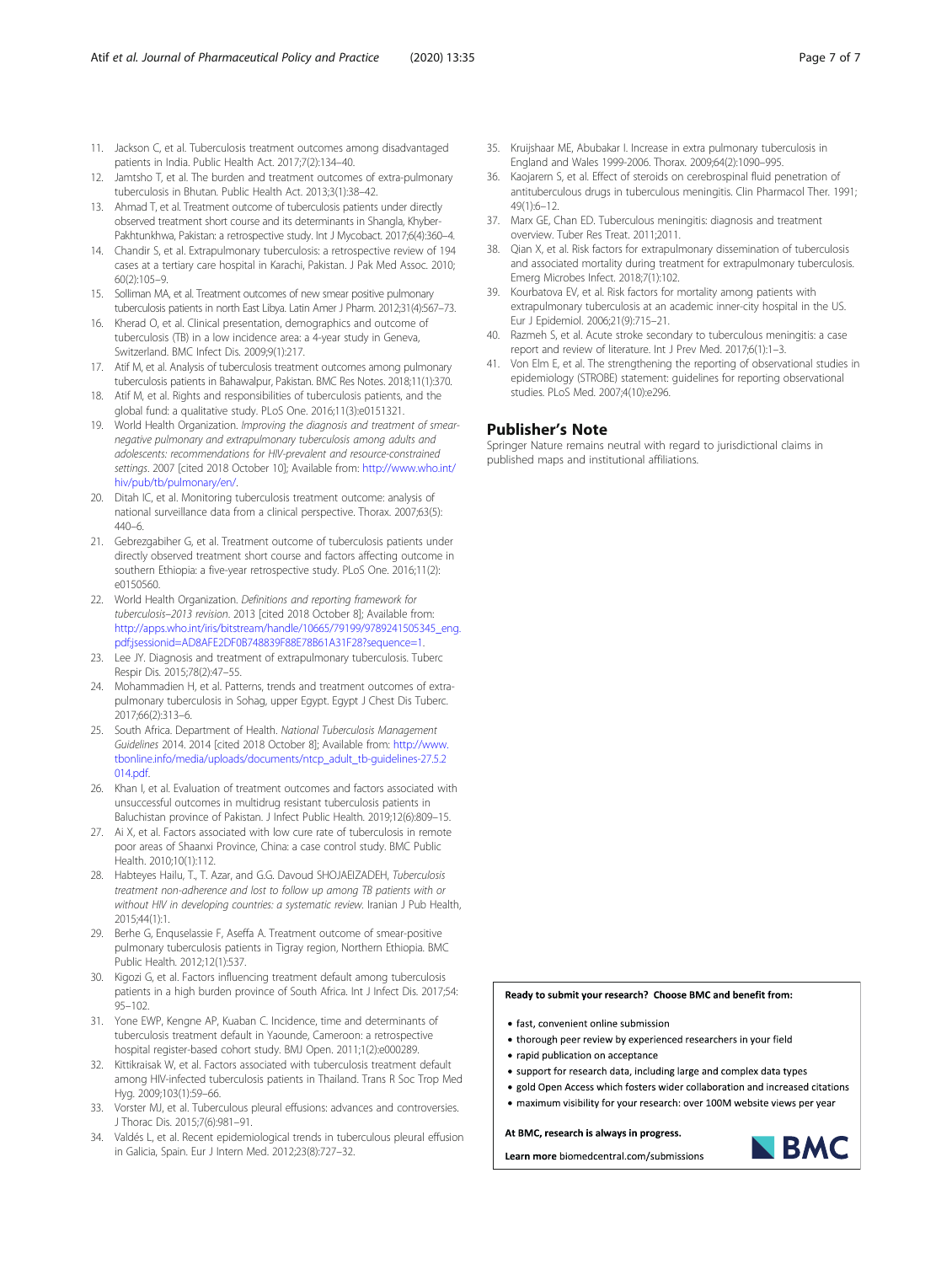11. Jackson C, et al. Tuberculosis treatment outcomes among disadvantaged patients in India. Public Health Act. 2017;7(2):134–40.
12. Jamtsho T, et al. The burden and treatment outcomes of extra-pulmonary tuberculosis in Bhutan. Public Health Act. 2013;3(1):38–42.
13. Ahmad T, et al. Treatment outcome of tuberculosis patients under directly observed treatment short course and its determinants in Shangla, Khyber-Pakhtunkhwa, Pakistan: a retrospective study. Int J Mycobact. 2017;6(4):360–4.
14. Chandir S, et al. Extrapulmonary tuberculosis: a retrospective review of 194 cases at a tertiary care hospital in Karachi, Pakistan. J Pak Med Assoc. 2010; 60(2):105–9.
15. Solliman MA, et al. Treatment outcomes of new smear positive pulmonary tuberculosis patients in north East Libya. Latin Amer J Pharm. 2012;31(4):567–73.
16. Kherad O, et al. Clinical presentation, demographics and outcome of tuberculosis (TB) in a low incidence area: a 4-year study in Geneva, Switzerland. BMC Infect Dis. 2009;9(1):217.
17. Atif M, et al. Analysis of tuberculosis treatment outcomes among pulmonary tuberculosis patients in Bahawalpur, Pakistan. BMC Res Notes. 2018;11(1):370.
18. Atif M, et al. Rights and responsibilities of tuberculosis patients, and the global fund: a qualitative study. PLoS One. 2016;11(3):e0151321.
19. World Health Organization. *Improving the diagnosis and treatment of smear-negative pulmonary and extrapulmonary tuberculosis among adults and adolescents: recommendations for HIV-prevalent and resource-constrained settings*. 2007 [cited 2018 October 10]; Available from: http://www.who.int/hiv/pub/tb/pulmonary/en/.
20. Ditah IC, et al. Monitoring tuberculosis treatment outcome: analysis of national surveillance data from a clinical perspective. Thorax. 2007;63(5): 440–6.
21. Gebrezgabiher G, et al. Treatment outcome of tuberculosis patients under directly observed treatment short course and factors affecting outcome in southern Ethiopia: a five-year retrospective study. PLoS One. 2016;11(2): e0150560.
22. World Health Organization. *Definitions and reporting framework for tuberculosis–2013 revision*. 2013 [cited 2018 October 8]; Available from: http://apps.who.int/iris/bitstream/handle/10665/79199/9789241505345_eng.pdf;jsessionid=AD8AFE2DF0B748839F88E78B61A31F28?sequence=1.
23. Lee JY. Diagnosis and treatment of extrapulmonary tuberculosis. Tuberc Respir Dis. 2015;78(2):47–55.
24. Mohammadien H, et al. Patterns, trends and treatment outcomes of extra-pulmonary tuberculosis in Sohag, upper Egypt. Egypt J Chest Dis Tuberc. 2017;66(2):313–6.
25. South Africa. Department of Health. *National Tuberculosis Management Guidelines* 2014. 2014 [cited 2018 October 8]; Available from: http://www.tbonline.info/media/uploads/documents/ntcp_adult_tb-guidelines-27.5.2014.pdf.
26. Khan I, et al. Evaluation of treatment outcomes and factors associated with unsuccessful outcomes in multidrug resistant tuberculosis patients in Baluchistan province of Pakistan. J Infect Public Health. 2019;12(6):809–15.
27. Ai X, et al. Factors associated with low cure rate of tuberculosis in remote poor areas of Shaanxi Province, China: a case control study. BMC Public Health. 2010;10(1):112.
28. Habteyes Hailu, T., T. Azar, and G.G. Davoud SHOJAEIZADEH, *Tuberculosis treatment non-adherence and lost to follow up among TB patients with or without HIV in developing countries: a systematic review.* Iranian J Pub Health, 2015;44(1):1.
29. Berhe G, Enquselassie F, Aseffa A. Treatment outcome of smear-positive pulmonary tuberculosis patients in Tigray region, Northern Ethiopia. BMC Public Health. 2012;12(1):537.
30. Kigozi G, et al. Factors influencing treatment default among tuberculosis patients in a high burden province of South Africa. Int J Infect Dis. 2017;54: 95–102.
31. Yone EWP, Kengne AP, Kuaban C. Incidence, time and determinants of tuberculosis treatment default in Yaounde, Cameroon: a retrospective hospital register-based cohort study. BMJ Open. 2011;1(2):e000289.
32. Kittikraisak W, et al. Factors associated with tuberculosis treatment default among HIV-infected tuberculosis patients in Thailand. Trans R Soc Trop Med Hyg. 2009;103(1):59–66.
33. Vorster MJ, et al. Tuberculous pleural effusions: advances and controversies. J Thorac Dis. 2015;7(6):981–91.
34. Valdés L, et al. Recent epidemiological trends in tuberculous pleural effusion in Galicia, Spain. Eur J Intern Med. 2012;23(8):727–32.
35. Kruijshaar ME, Abubakar I. Increase in extra pulmonary tuberculosis in England and Wales 1999-2006. Thorax. 2009;64(2):1090–995.
36. Kaojarern S, et al. Effect of steroids on cerebrospinal fluid penetration of antituberculous drugs in tuberculous meningitis. Clin Pharmacol Ther. 1991; 49(1):6–12.
37. Marx GE, Chan ED. Tuberculous meningitis: diagnosis and treatment overview. Tuber Res Treat. 2011;2011.
38. Qian X, et al. Risk factors for extrapulmonary dissemination of tuberculosis and associated mortality during treatment for extrapulmonary tuberculosis. Emerg Microbes Infect. 2018;7(1):102.
39. Kourbatova EV, et al. Risk factors for mortality among patients with extrapulmonary tuberculosis at an academic inner-city hospital in the US. Eur J Epidemiol. 2006;21(9):715–21.
40. Razmeh S, et al. Acute stroke secondary to tuberculous meningitis: a case report and review of literature. Int J Prev Med. 2017;6(1):1–3.
41. Von Elm E, et al. The strengthening the reporting of observational studies in epidemiology (STROBE) statement: guidelines for reporting observational studies. PLoS Med. 2007;4(10):e296.

## Publisher's Note

Springer Nature remains neutral with regard to jurisdictional claims in published maps and institutional affiliations.

**Ready to submit your research? Choose BMC and benefit from:**

- fast, convenient online submission
- thorough peer review by experienced researchers in your field
- rapid publication on acceptance
- support for research data, including large and complex data types
- gold Open Access which fosters wider collaboration and increased citations
- maximum visibility for your research: over 100M website views per year

**At BMC, research is always in progress.**

**Learn more** biomedcentral.com/submissions

BMC